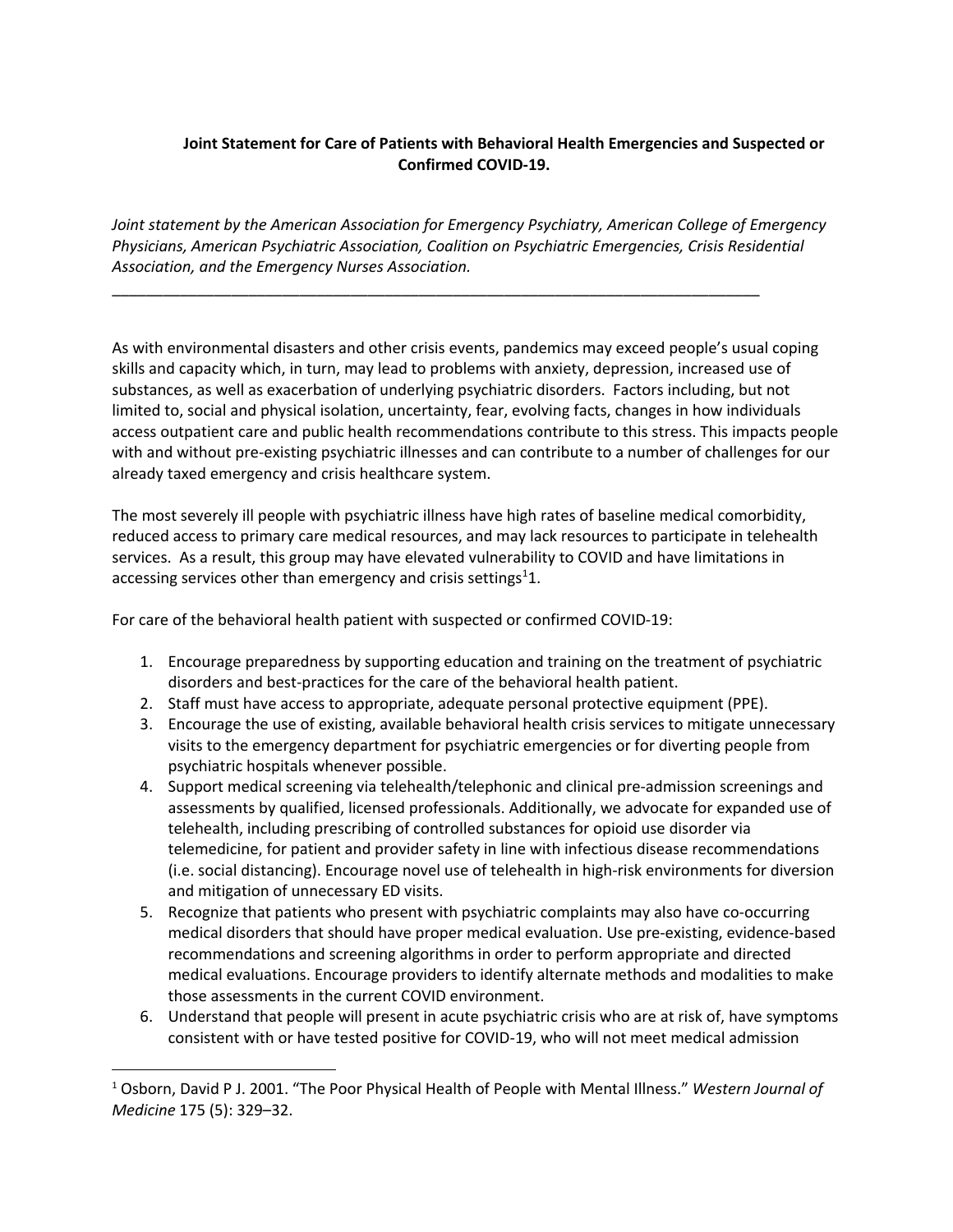**Joint Statement for Care of Patients with Behavioral Health Emergencies and Suspected or Confirmed COVID-19.**

*Joint statement by the American Association for Emergency Psychiatry, American College of Emergency Physicians, American Psychiatric Association, Coalition on Psychiatric Emergencies, Crisis Residential Association, and the Emergency Nurses Association.*

---

As with environmental disasters and other crisis events, pandemics may exceed people's usual coping skills and capacity which, in turn, may lead to problems with anxiety, depression, increased use of substances, as well as exacerbation of underlying psychiatric disorders. Factors including, but not limited to, social and physical isolation, uncertainty, fear, evolving facts, changes in how individuals access outpatient care and public health recommendations contribute to this stress. This impacts people with and without pre-existing psychiatric illnesses and can contribute to a number of challenges for our already taxed emergency and crisis healthcare system.

The most severely ill people with psychiatric illness have high rates of baseline medical comorbidity, reduced access to primary care medical resources, and may lack resources to participate in telehealth services. As a result, this group may have elevated vulnerability to COVID and have limitations in accessing services other than emergency and crisis settings[1]1.

For care of the behavioral health patient with suspected or confirmed COVID-19:

1. Encourage preparedness by supporting education and training on the treatment of psychiatric disorders and best-practices for the care of the behavioral health patient.
2. Staff must have access to appropriate, adequate personal protective equipment (PPE).
3. Encourage the use of existing, available behavioral health crisis services to mitigate unnecessary visits to the emergency department for psychiatric emergencies or for diverting people from psychiatric hospitals whenever possible.
4. Support medical screening via telehealth/telephonic and clinical pre-admission screenings and assessments by qualified, licensed professionals. Additionally, we advocate for expanded use of telehealth, including prescribing of controlled substances for opioid use disorder via telemedicine, for patient and provider safety in line with infectious disease recommendations (i.e. social distancing). Encourage novel use of telehealth in high-risk environments for diversion and mitigation of unnecessary ED visits.
5. Recognize that patients who present with psychiatric complaints may also have co-occurring medical disorders that should have proper medical evaluation. Use pre-existing, evidence-based recommendations and screening algorithms in order to perform appropriate and directed medical evaluations. Encourage providers to identify alternate methods and modalities to make those assessments in the current COVID environment.
6. Understand that people will present in acute psychiatric crisis who are at risk of, have symptoms consistent with or have tested positive for COVID-19, who will not meet medical admission

---

[1] Osborn, David P J. 2001. "The Poor Physical Health of People with Mental Illness." *Western Journal of Medicine* 175 (5): 329–32.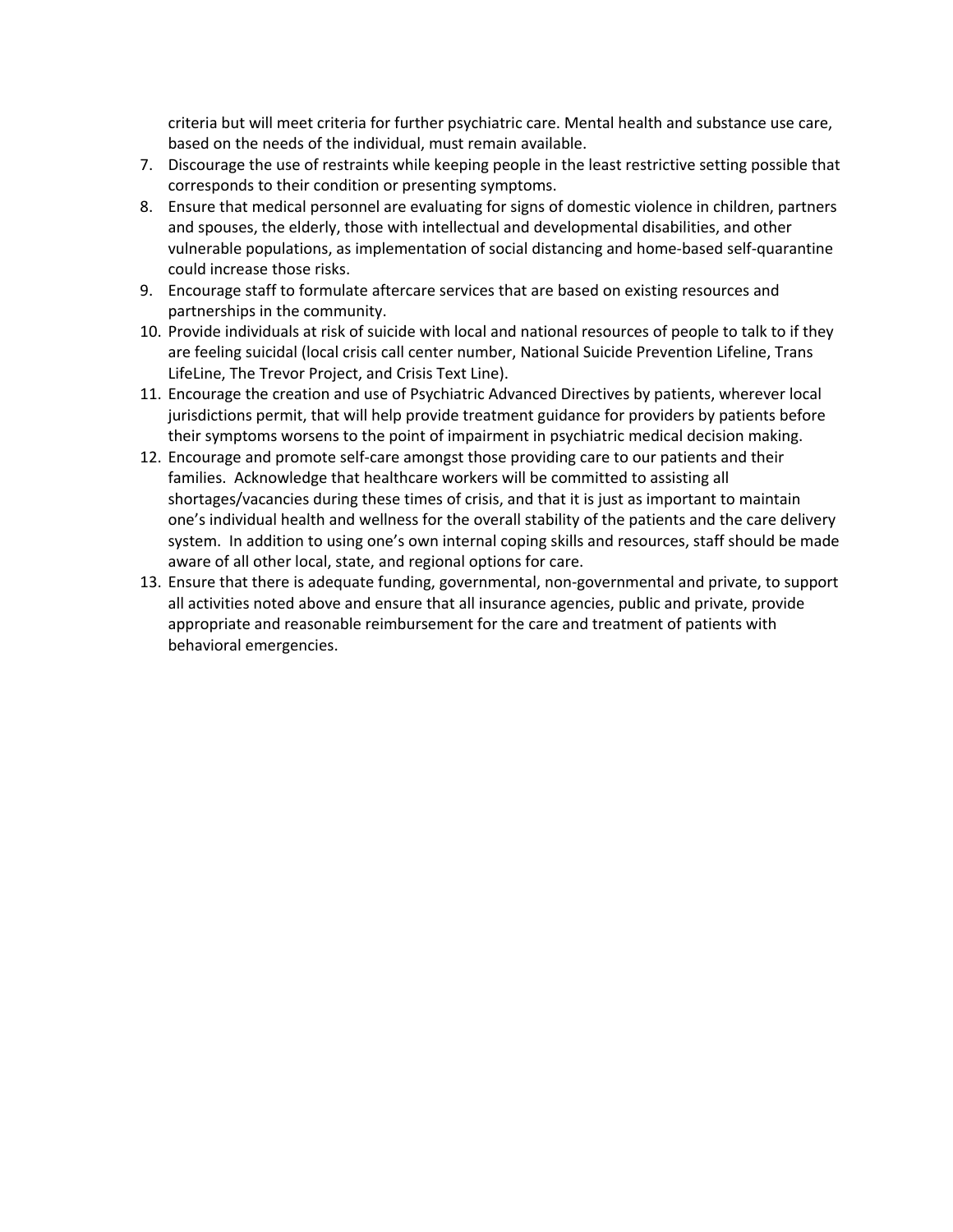criteria but will meet criteria for further psychiatric care. Mental health and substance use care, based on the needs of the individual, must remain available.

7. Discourage the use of restraints while keeping people in the least restrictive setting possible that corresponds to their condition or presenting symptoms.
8. Ensure that medical personnel are evaluating for signs of domestic violence in children, partners and spouses, the elderly, those with intellectual and developmental disabilities, and other vulnerable populations, as implementation of social distancing and home-based self-quarantine could increase those risks.
9. Encourage staff to formulate aftercare services that are based on existing resources and partnerships in the community.
10. Provide individuals at risk of suicide with local and national resources of people to talk to if they are feeling suicidal (local crisis call center number, National Suicide Prevention Lifeline, Trans LifeLine, The Trevor Project, and Crisis Text Line).
11. Encourage the creation and use of Psychiatric Advanced Directives by patients, wherever local jurisdictions permit, that will help provide treatment guidance for providers by patients before their symptoms worsens to the point of impairment in psychiatric medical decision making.
12. Encourage and promote self-care amongst those providing care to our patients and their families. Acknowledge that healthcare workers will be committed to assisting all shortages/vacancies during these times of crisis, and that it is just as important to maintain one's individual health and wellness for the overall stability of the patients and the care delivery system. In addition to using one's own internal coping skills and resources, staff should be made aware of all other local, state, and regional options for care.
13. Ensure that there is adequate funding, governmental, non-governmental and private, to support all activities noted above and ensure that all insurance agencies, public and private, provide appropriate and reasonable reimbursement for the care and treatment of patients with behavioral emergencies.